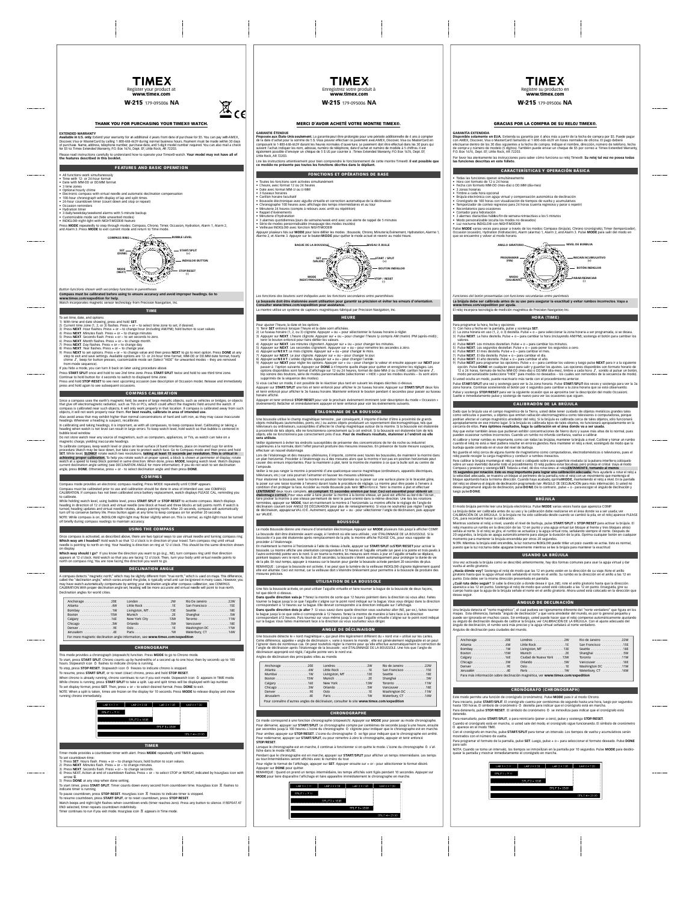# TIMEX

Register your product at
**www.timex.com**

**W-215** 179-095006 **NA**

### THANK YOU FOR PURCHASING YOUR TIMEX® WATCH.

**EXTENDED WARRANTY**
**Available in U.S. only.** Extend your warranty for an additional 4 years from date of purchase for $5. You can pay with AMEX, Discover, Visa or MasterCard by calling 1 800-448-4639 during normal business hours. Payment must be made within 30 days of purchase. Name, address, telephone number, purchase date, and 5-digit model number required. You can also mail a check for $5 to: Timex Extended Warranty, P.O. Box 1676, Dept. EF, Little Rock, AR 72203.

Please read instructions carefully to understand how to operate your Timex® watch. **Your model may not have all of the features described in this booklet.**

## FEATURES AND BASIC OPERATION

- All functions work simultaneously
- Time with 12- or 24-hour format
- Date with MM-DD or DD.MM format
- 3 time zones
- Optional hourly chime
- Electronic compass with virtual needle and automatic declination compensation
- 100-hour chronograph with display of lap and split times
- 24-hour countdown timer (count down and stop or repeat)
- Occasion reminders
- Hydration timer
- 3 daily/weekday/weekend alarms with 5-minute backup
- Customizable mode set (hide unwanted modes)
- INDIGLO® night-light with NIGHT-MODE® feature

Press **MODE** repeatedly to step through modes: Compass, Chrono, Timer, Occasion, Hydration, Alarm 1, Alarm 2, and Alarm 3. Press **MODE** to exit current mode and return to Time mode.

COMPASS RING — BUBBLE LEVEL — SET (DONE) — START/SPLIT (+) — INDIGLO® BUTTON — MODE (NEXT) — STOP/RESET (–)

*Button functions shown with secondary functions in parentheses*

**Compass must be calibrated before using to ensure accuracy and avoid improper headings. Go to www.timex.com/expedition for help.**

Watch incorporates magnetic sensor technology from Precision Navigation, Inc.

## TIME

To set time, date, and options:
1) With time and date showing, press and hold **SET**.
2) Current time zone (1, 2, or 3) flashes. Press + or – to select time zone to set, if desired.
3) Press **NEXT**. Hour flashes. Press + or – to change hour (including AM/PM); hold button to scan values
4) Press **NEXT**. Minutes flash. Press + or – to change minutes.
5) Press **NEXT**. Seconds flash. Press + or – to set seconds to zero.
6) Press **NEXT**. Month flashes. Press + or – to change month.
7) Press **NEXT**. Day flashes. Press + or – to change day.
8) Press **NEXT**. Year flashes. Press + or – to change year.
9) Press **NEXT** to set options. Press + or – to change value and then press **NEXT** to go to next option. Press **DONE** at any step to exit and save settings. Available options are 12- or 24-hour time format, MM-DD or DD.MM date format, hourly chime, beep for button presses, customizable mode set (select "HIDE" for unwanted modes – they are removed from mode sequence).

If you hide a mode, you can turn it back on later using procedure above.

Press **START·SPLIT** once and hold to see 2nd time zone. Press **START·SPLIT** twice and hold to see third time zone. Continue to hold button for 4 seconds to switch to displayed time zone.

Press and hold **STOP·RESET** to see next upcoming occasion (see description of Occasion mode). Release and immediately press and hold again to see subsequent occasions.

## COMPASS CALIBRATION

Since a compass uses the earth's magnetic field, be aware of large metallic objects, such as vehicles or bridges, or objects that give off electromagnetic radiation, such as TVs or PCs, which could affect the magnetic field around the watch. If compass is calibrated near such objects, it will only work properly in that location. If compass is calibrated away from such objects, it will not work properly near them. **For best results, calibrate in area of intended use.**

Also avoid areas that may exhibit higher than normal concentrations of hard and soft iron, as they may cause inaccurate headings. Whenever a heading is suspect, recalibrate.

In calibrating and taking headings, it is important, as with all compasses, to keep compass level. Calibrating or taking a heading when watch is not level can result in large errors. To keep watch level, hold watch so that bubble is centered in bubble level window.

Do not store watch near any source of magnetism, such as computers, appliances, or TVs, as watch can take on a magnetic charge, yielding inaccurate readings.

To calibrate compass: keep watch level or place on level surface (if band interferes, place on inverted cup) for entire procedure. Watch may be face down, but take care to protect watch face. Go to Compass mode and then press and hold **SET**. While level, **SLOWLY** rotate watch two revolutions, **taking at least 15 seconds per revolution. This is critical in achieving proper calibration.** To help you rotate watch at proper speed, a block is shown at perimeter of display; rotate watch at a speed to keep block pointed in same direction. When done, press **MODE**, keeping watch level. Watch displays current declination angle setting (see DECLINATION ANGLE for more information). If you do not wish to set declination angle, press **DONE**. Otherwise, press + or – to select declination angle and then press **DONE**.

## COMPASS

Compass mode provides an electronic compass reading. Press **MODE** repeatedly until **COMP** appears.

Compass must be calibrated prior to use and calibration should be done in area of intended use; see COMPASS CALIBRATION. If compass has not been calibrated since battery replacement, watch displays PLEASE CAL, reminding you to calibrate.

While holding watch level, using bubble level, press **START·SPLIT** or **STOP·RESET** to activate compass. Watch displays heading in direction of 12 o'clock and virtual needle (one block at head and three blocks at tail) points north. If watch is turned, heading updates and virtual needle rotates, always pointing north. After 20 seconds, compass will automatically turn off to conserve battery life. Press button again at any time to keep compass on for another 20 seconds.

NOTE: While compass is on, INDIGLO® night-light may flicker slightly when on. This is normal, as night-light must be turned off briefly during compass readings to maintain accuracy.

## USING THE COMPASS

Once compass is activated, as described above, there are two typical ways to use virtual needle and turning compass ring: **Which way am I headed?** Hold watch so that 12 o'clock is in direction of your travel. Turn compass ring until virtual needle is pointing to north on ring. Your heading is direction on ring at 12 o'clock. This should be the same direction shown on display

**Which way should I go?** If you know the direction you want to go (e.g., NE), turn compass ring until that direction appears at 12 o'clock. Hold watch so that you are facing 12 o'clock. Then, turn your body until virtual needle points to north on compass ring. You are now facing the direction you want to go.

## DECLINATION ANGLE

A compass detects "magnetic north," which may be slightly different from "true north," which is used on maps. This difference, called the "declination angle," which varies around the globe, is typically small and can be ignored in many cases. However, you may have watch automatically compensate by setting your declination angle after compass calibration; see COMPASS CALIBRATION. With proper declination angle set, heading will be more accurate and virtual needle will point to true north.

Declination angles for world cities.

| | | | | | |
|---|---|---|---|---|---|
| Anchorage | 20E | London | 2W | Rio De Janeiro | 22W |
| Atlanta | 4W | Little Rock | 1E | San Francisco | 15E |
| Bombay | 1W | Livingston, MT | 13E | Seattle | 18E |
| Boston | 15W | Munich | 2E | Shanghai | 5W |
| Calgary | 16E | New York City | 13W | Toronto | 11W |
| Chicago | 3W | Orlando | 5W | Vancouver | 18E |
| Denver | 9E | Oslo | 1E | Washington DC | 11W |
| Jerusalem | 4E | Paris | 1W | Waterbury, CT | 14W |

For more magnetic declination angle information, see **www.timex.com/expedition**

## CHRONOGRAPH

This mode provides a chronograph (stopwatch) function. Press **MODE** to go to Chrono mode.

To start, press **START·SPLIT**. Chrono counts up by hundredths of a second up to one hour, then by seconds up to 100 hours. Stopwatch icon ⏱ flashes to indicate chrono is running.

To stop, press **STOP·RESET**. Stopwatch icon ⏱ freezes to indicate chrono is stopped.

To resume, press **START·SPLIT**, or to reset (clear) chrono, press and hold **STOP·RESET**.

When chrono is already running, chrono continues to run if you exit mode. Stopwatch icon ⏱ appears in TIME mode. While chrono is running, press **START·SPLIT** to take a split. Lap and split times will be displayed with lap number.

To set display format, press **SET**. Then, press + or – to select desired format. Press **DONE** to exit.

NOTE: When a split is taken, times are frozen on the display for 10 seconds. Press **MODE** to release display and show running chrono immediately.

LAP 1 = 7:11 — LAP 2 = 7:08 — LAP 3 = 7:05 — LAP 3 = 7:30 — SPLIT 1 = 7:11 — SPLIT 2 = 14:11 — SPLIT 3 = 22:01 — SPLIT 4 = 29:30

## TIMER

Timer mode provides a countdown timer with alert. Press **MODE** repeatedly until TIMER appears.

To set countdown time:
1) Press **SET**. Hours flash. Press + or – to change hours; hold button to scan values.
2) Press **NEXT**. Minutes flash. Press + or – to change minutes.
3) Press **NEXT**. Seconds flash. Press + or – to change seconds.
4) Press **NEXT**. Action at end of countdown flashes. Press + or – to select STOP or REPEAT, indicated by hourglass icon with arrow ⌛.
5) Press **DONE** at any step when done setting.

To start timer, press **START·SPLIT**. Timer counts down every second from countdown time. Hourglass icon ⌛ flashes to indicate timer is running.

To pause countdown, press **STOP·RESET**. Hourglass icon ⌛ freezes to indicate timer is stopped.

To resume countdown, press **START·SPLIT**, or to reset countdown, press **STOP·RESET**.

Watch beeps and night-light flashes when countdown ends (timer reaches zero). Press any button to silence. If REPEAT AT END selected, timer repeats countdown indefinitely.

Timer continues to run if you exit mode. Hourglass icon ⌛ appears in Time mode.

---

# TIMEX

Enregistrez votre produit à
**www.timex.com**

**W-215** 179-095006 **NA**

### MERCI D'AVOIR ACHETÉ VOTRE MONTRE TIMEX®.

**GARANTIE ÉTENDUE**
**Proposée aux États-Unis seulement.** La garantie peut être prolongée pour une période additionnelle de 4 ans à compter de la date d'achat pour la somme de 5 $. Vous pouvez effectuer ce paiement avec AMEX, Discover, Visa ou MasterCard en composant le 1 800-448-4639 durant les heures normales d'ouverture. Le paiement doit être effectué dans les 30 jours qui suivent l'achat. Indiquer les nom, adresse, numéro de téléphone, date d'achat et numéro de modèle à 5 chiffres. Il est également possible d'envoyer un chèque de 5 $ US par courrier à : Timex Extended Warranty, P.O. Box 1676, Dept. EF, Little Rock, AR 72203.

Lire les instructions attentivement pour bien comprendre le fonctionnement de cette montre Timex®. **Il est possible que ce modèle ne présente pas toutes les fonctions décrites dans le dépliant.**

## FONCTIONS ET OPÉRATIONS DE BASE

- Toutes les fonctions sont activées simultanément
- L'heure, avec format 12 ou 24 heures
- Date avec format MM-JJ ou JJ.MM
- 3 fuseaux horaires
- Carillon horaire facultatif
- Boussole électronique avec aiguille virtuelle et correction automatique de la déclinaison
- Chronographe 100 heures avec affichage des temps intermédiaires et au tour
- Minuterie 24 heures (compte à rebours avec arrêt ou répétition)
- Rappel d'événements
- Minuterie d'hydratation
- 3 alarmes quotidiennes/jours de semaine/week-end avec une alerte de rappel de 5 minutes
- Série de modes personnalisable (masquage des modes inutiles)
- Veilleuse INDIGLO® avec fonction NIGHT-MODE®

Appuyer plusieurs fois sur **MODE** pour faire défiler les modes : Boussole, Chrono, Minuterie, Événement, Hydratation, Alarme 1, Alarme 2, et Alarme 3. Appuyer sur le bouton **MODE** pour quitter le mode actuel et revenir au mode Heure.

BAGUE DE LA BOUSSOLE — NIVEAU À BULLE — SET (VALIDER) — START / SPLIT (+) — BOUTON INDIGLO® — MODE (NEXT/PROCHAIN) — STOP / RESET (–)

*Les fonctions des boutons sont indiquées avec les fonctions secondaires entre parenthèses*

**La boussole doit être étalonnée avant utilisation pour garantir sa précision et éviter les erreurs d'orientation. Consulter www.timex.com/expedition pour assistance.**

La montre utilise un système de capteurs magnétiques fabriqué par Precision Navigation, Inc.

## HEURE

Pour ajuster l'heure, la date et les options :
1) Tenir **SET** enfoncé lorsque l'heure et la date sont affichées.
2) Le fuseau horaire (1, 2, ou 3) clignote. Appuyer + ou – pour sélectionner le fuseau horaire à régler.
3) Appuyer sur **NEXT**. L'heure clignote. Appuyer sur + ou – pour changer l'heure (y compris AM (matin) /PM (après-midi) ; tenir le bouton enfoncé pour faire défiler les valeurs.
4) Appuyer sur **NEXT**. Les minutes clignotent. Appuyer sur + ou – pour changer les minutes.
5) Appuyer sur **NEXT**. Les secondes clignotent. Appuyer sur + ou – pour remettre les secondes à zéro.
6) Appuyer sur **NEXT**. Le mois clignote. Appuyer sur + ou – pour changer le mois.
7) Appuyer sur **NEXT**. Le jour clignote. Appuyer sur + ou – pour changer le jour.
8) Appuyer sur **NEXT**. L'année clignote. Appuyer sur + ou – pour changer l'année.
9) Appuyer sur **NEXT** pour régler les options. Appuyer sur + ou – pour changer la valeur et ensuite appuyer sur **NEXT** pour passer à l'option suivante. Appuyer sur **DONE** à n'importe quelle étape pour quitter et enregistrer les réglages. Les options disponibles sont format d'affichage sur 12 ou 24 heures, format de date MM-JJ ou JJ-MM, carillon horaire, bip sonore des boutons, série de modes personnalisable (sélectionner « HIDE » pour les modes inutiles – ils seront supprimés de la séquence des modes).

Si vous cachez un mode, il est possible de le réactiver plus tard en suivant les étapes décrites ci-dessus.

Appuyer sur **START/SPLIT** une fois et tenir enfoncé pour afficher le 2e fuseau horaire. Appuyer sur **START/SPLIT** deux fois et tenir enfoncé pour afficher le 3e fuseau horaire. Maintenir enfoncé le bouton pendant 4 secondes pour basculer au fuseau horaire affiché.

Appuyer et tenir enfoncé **STOP/RESET** pour voir le prochain événement programmé (voir description du mode « Occasion » événement]). Relâcher et immédiatement appuyer de nouveau pour voir les événements suivants.

## ÉTALONNAGE DE LA BOUSSOLE

Une boussole utilise le champ magnétique terrestre ; par conséquent, il importe d'éviter d'être à proximité de grands objets métalliques (automobiles, ponts, etc.) ou autres objets produisant un rayonnement électromagnétique, tels que téléviseurs ou ordinateurs, susceptibles d'affecter le champ magnétique autour de la montre. Si la boussole est étalonnée à proximité de tels objets, elle ne fonctionnera correctement qu'à cet endroit. Si la boussole est étalonnée loin de tels objets, elle ne fonctionnera pas correctement près d'eux. **Pour de meilleurs résultats, étalonner à l'endroit où elle sera utilisée.**

Veiller également à éviter les endroits susceptibles de présenter des concentrations de fer de roche ou industriel supérieures à la normale, dont l'effet pourrait produire des mesures inexactes. En présence de toute mesure suspecte, effectuer un nouvel étalonnage.

Lors de l'étalonnage et des mesures ultérieures, il importe, comme avec toutes les boussoles, de maintenir la montre dans un plan horizontal. Procéder à l'étalonnage ou à des mesures alors que la montre n'est pas en position horizontale peut causer des erreurs importantes. Pour la maintenir à plat, tenir la montre de manière à ce que la bulle soit au centre de l'ampoule.

Veiller à ne pas ranger la montre à proximité d'une quelconque source magnétique (ordinateurs, appareils électriques, téléviseurs, etc.) car cela pourrait l'aimanter et fausser les mesures ultérieures.

Pour étalonner la boussole, tenir la montre en position horizontale ou la poser sur une surface plane (si le bracelet gêne, la poser sur une tasse tournée à l'envers) durant toute la procédure de réglage. La montre peut être posée à l'envers à condition d'en protéger la face. Accéder au mode Boussole puis tenir **SET** enfoncé. Tenir la montre à plat et effectuer **LENTEMENT** deux tours complets, **en comptant 15 secondes environ par tour. Ceci est essentiel pour obtenir un étalonnage correct.** Pour vous aider à faire pivoter la montre à la bonne vitesse, un pavé est affiché au bord de l'écran ; faire pivoter la montre à une vitesse permettant de tenir le pavé orienté dans la même direction. Une fois les rotations terminées, appuyer sur **MODE**, tout en maintenant la montre à l'horizontale. La montre affiche le réglage de l'angle de déclinaison courant (voir ANGLE DE DÉCLINAISON pour plus de renseignements). Si vous ne souhaitez pas régler l'angle de déclinaison, appuyez sur VALIDÉ. Autrement, appuyer sur + ou – pour sélectionner l'angle de déclinaison, puis appuyer sur VALIDÉ.

## BOUSSOLE

Le mode Boussole donne une mesure d'orientation électronique. Appuyer sur **MODE** plusieurs fois jusqu'à afficher COMP.

La boussole doit être étalonnée avant usage, à l'endroit où elle sera utilisée ; voir ÉTALONNAGE DE LA BOUSSOLE. Si la boussole n'a pas été étalonnée après remplacement de la pile, la montre affiche PLEASE CAL pour vous rappeler de procéder à l'étalonnage.

En maintenant la montre à l'horizontale à l'aide du niveau à bulle, appuyer sur **START/SPLIT** ou **STOP/RESET** pour activer la boussole. La montre affiche une orientation correspondant à 12 heures et l'aiguille virtuelle (un pavé à la pointe et trois pavés à l'autre extrémité) pointe vers le Nord. Si la montre est tournée, les mesures sont mises à jour et l'aiguille virtuelle se déplace, pointant toujours vers le Nord. Au bout de 20 secondes, la boussole s'éteint automatiquement pour prolonger la durée de vie de la pile. En tout temps, appuyer à nouveau sur le bouton pour garder la boussole activée pendant 20 secondes de plus.

REMARQUE : Lorsque la boussole est activée, il se peut que la lumière de la veilleuse INDIGLO® clignote légèrement quand elle est allumée. Ceci est normal, car la veilleuse doit s'éteindre brièvement pour permettre à la boussole de produire des mesures précises.

## UTILISATION DE LA BOUSSOLE

Une fois la boussole activée, on peut utiliser l'aiguille virtuelle et faire tourner la bague de la boussole de deux façons, tel que décrit ci-dessus.

**Dans quelle direction vais-je ?** Tenez la montre de sorte que 12 heures pointent dans la direction où vous allez. Faites tourner la bague jusqu'à ce que l'aiguille s'aligne sur le point nord indiqué sur la bague. Vous vous dirigez dans la direction correspondant à 12 heures sur la bague. Cette direction doit être la même que celle indiquée à l'affichage.

**Dans quelle direction dois-je aller ?** Si vous savez dans quelle direction vous souhaitez aller (NE, par ex), faites tourner la bague jusqu'à ce que celle-ci corresponde à 12 heures. Tenez la montre de manière à faire face à la direction correspondant à12 heures. Puis tournez sur vous-même jusqu'à ce que l'aiguille virtuelle s'aligne sur le point nord indiqué sur la bague. Vous faites maintenant face à la direction où vous souhaitez vous diriger.

## ANGLE DE DÉCLINAISON

Une boussole détecte le « nord magnétique », qui peut être légèrement différent du « nord vrai » utilisé sur les cartes. Cette différence, appelée « angle de déclinaison », varie à travers le monde ; elle est généralement négligeable et on peut l'ignorer dans de nombreux cas. On peut toutefois régler la montre pour qu'elle effectue automatiquement la correction de l'angle de déclinaison après l'étalonnage de la boussole ; voir ÉTALONNAGE DE LA BOUSSOLE. Si l'angle de déclinaison approprié est réglé, l'aiguille pointe vers le nord vrai.

Angles de déclinaison des principales villes au monde.

| | | | | | |
|---|---|---|---|---|---|
| Anchorage | 20E | Londres | 2W | Rio de Janeiro | 22W |
| Atlanta | 4W | Little Rock | 1E | San Francisco | 15E |
| Mumbai | 1W | Livingston, MT | 13E | Seattle | 18E |
| Boston | 15W | Munich | 2E | Shanghai | 5W |
| Calgary | 16E | New York | 13W | Toronto | 11W |
| Chicago | 3W | Orlando | 5W | Vancouver | 18E |
| Denver | 9E | Oslo | 1E | Washington DC | 11W |
| Jérusalem | 4E | Paris | 1W | Waterbury, CT | 14W |

Pour connaître d'autres angles de déclinaison, consulter le site **www.timex.com/expedition**

## CHRONOGRAPHE

Ce mode correspond à une fonction chronographe (chronomètre). Appuyer sur **MODE** pour passer au mode chronographe.

Pour démarrer, appuyer sur **START/SPLIT**. Le chronographe compte par centièmes de seconde jusqu'à une heure, ensuite par secondes jusqu'à 100 heures. L'icône du chronographe ⏱ clignote pour indiquer que le chronographe est en marche.

Pour arrêter, appuyer sur **STOP/RESET**. L'icône du chronographe ⏱ se fige pour indiquer que le chronographe est arrêté.

Pour redémarrer, appuyer sur **START/SPLIT**, ou pour remettre à zéro le chronographe, appuyer et tenir enfoncé **STOP/RESET**.

Lorsque le chronographe est en marche, il continuera à fonctionner si on quitte le mode. L'icône du chronographe ⏱ s'affiche dans le mode HEURE.

Pendant que le chronographe est en marche, appuyer sur **START/SPLIT** pour afficher un temps intermédiaire. Les temps au tour/intermédiaires seront affichés avec le numéro du tour.

Pour régler le format de l'affichage, appuyer sur **SET**. Appuyer ensuite sur + ou - pour sélectionner le format désiré. Appuyer sur **DONE** pour quitter.

REMARQUE : Quand on prend un temps intermédiaire, les temps affichés sont figés pendant 10 secondes. Appuyer sur **MODE** pour faire disparaître l'affichage et faire apparaître immédiatement le chronographe en marche.

LAP 1 = 7:11 — LAP 2 = 7:08 — LAP 3 = 7:05 — LAP 3 = 7:30 — SPLIT 1 = 7:11 — SPLIT 2 = 14:11 — SPLIT 3 = 22:01 — SPLIT 4 = 29:30

---

# TIMEX

Registre su producto en
**www.timex.com**

**W-215** 179-095006 **NA**

### GRACIAS POR LA COMPRA DE SU RELOJ TIMEX®.

**GARANTÍA EXTENDIDA**
**Disponible solamente en EUA.** Extienda su garantía por 4 años más a partir de la fecha de compra por $5. Puede pagar con AMEX, Discover, Visa o MasterCard llamando al 1 800-448-4639 en horas normales de oficina. El pago deberá efectuarse dentro de los 30 días siguientes a la fecha de compra. Indique el nombre, dirección, número de teléfono, fecha de compra y el número de modelo (5 dígitos). También puede enviar un cheque de $5 por correo a: Timex Extended Warranty, P.O. Box 1676, Dept. EF, Little Rock, AR 72203.

Por favor lea atentamente las instrucciones para saber cómo funciona su reloj Timex®. **Su reloj tal vez no posea todas las funciones descritas en este folleto.**

## CARACTERÍSTICAS Y OPERACIÓN BÁSICA

- Todas las funciones operan simultáneamente
- Hora con formato de 12 o 24 horas
- Fecha con formato MM-DD (mes-día) o DD.MM (día-mes)
- 3 zonas horarias
- Timbre a cada hora opcional
- Brújula electrónica con aguja virtual y compensación automática de declinación
- Cronógrafo de 100 horas con visualización de tiempos de vuelta y acumulativos
- Temporizador de conteo regresivo para 24 horas (cuenta regresiva y parar o repetir)
- Recordatorios para ocasiones
- Contador para hidratación
- 3 alarmas: diarias/días hábiles/fin de semana retroactivas a los 5 minutos
- Modo personalizable (oculta los modos no deseados)
- Luz nocturna INDIGLO® con NIGHT-MODE®

Pulse **MODE** varias veces para pasar a través de los modos: Compass (brújula), Chrono (cronógrafo), Timer (temporizador), Occasion (ocasión), Hydration (hidratación), Alarm (alarma) 1, Alarm 2, and Alarm 3. Pulse **MODE** para salir del modo en que se encuentre y volver al modo horario.

ANILLO GIRATORIO — NIVEL DE BURBUJA — PROGRAMAR (FIN) — INICIAR/ACUMULATIVO (+) — BOTÓN INDIGLO® — MODO (SIGUIENTE) — PARAR/REINICIAR (–)

*Funciones del botón presentadas con funciones secundarias entre paréntesis*

**La brújula debe ser calibrada antes de su uso para asegurar la exactitud y evitar rumbos incorrectos. Vaya a www.timex.com/expedition por ayuda.**

El reloj incorpora tecnología de medición magnética de Precision Navigation Inc.

## HORA (TIME)

Para programar la hora, fecha y opciones:
1) Con hora y fecha en la pantalla, pulse y sostenga **SET**.
2) La zona horaria en uso (1, 2, o 3) destella. Pulse + o – para seleccionar la zona horaria a ser programada, si se desea.
3) Pulse **NEXT**. La hora destella. Pulse + o – para cambiar la hora (incluyendo AM/PM); sostenga el botón para cambiar los valores.
4) Pulse **NEXT**. Los minutos destellan. Pulse + o – para cambiar los minutos.
5) Pulse **NEXT**. Los segundos destellan. Pulse + o – para poner los segundos a cero.
6) Pulse **NEXT**. El mes destella. Pulse + o – para cambiar el mes.
7) Pulse **NEXT**. El día destella. Pulse + o – para cambiar el día.
8) Pulse **NEXT**. El año destella. Pulse + o – para cambiar el año.
9) Pulse **NEXT** para programar las opciones. Pulse + o – para cambiar los valores y luego pulse **NEXT** para ir a la siguiente opción. Pulse **DONE** (en cualquier paso para salir y guardar los ajustes. Las opciones disponibles son formato horario de 12 o 24 horas, formato de fecha MM-DD (mes-día) o DD.MM (día-mes), timbre a cada hora ♪, sonido de pulsar un botón, modo personalizable (seleccione "HIDE" para modos no deseados – los cuales son removidos de la secuencia de modo).

Si usted oculta un modo, puede reactivarlo más tarde con el procedimiento anterior.

Pulse **START/SPLIT** una vez y sostenga para ver la 2a zona horaria. Pulse **START/SPLIT** dos veces y sostenga para ver la 3a zona horaria. Continúe sosteniendo el botón por 4 segundos para cambiar a la zona horaria que se está observando.

Pulse y sostenga **STOP/RESET** para ver la siguiente ocasión que se aproxima (ver la descripción del modo Occasion). Suelte e inmediatamente pulse y sostenga de nuevo para ver las ocasiones que siguen.

## CALIBRACIÓN DE LA BRÚJULA

Dado que la brújula usa el campo magnético de la Tierra, usted debe tener cuidado de objetos metálicos grandes tales como vehículos o puentes, u objetos que emitan radiación electromagnética como televisores o computadoras, porque podrían afectar el campo magnético alrededor del reloj. Si la brújula es calibrada cerca de tales objetos, sólo funcionará apropiadamente en ese mismo lugar. Si la brújula es calibrada lejos de tales objetos, no funcionará apropiadamente en la cercanía de ellos. **Para óptimos resultados, haga la calibración en el área donde va a ser usada.**

Hay que evitar también áreas que pudieran exhibir concentraciones de hierro duro y suave más altas de lo normal, pues pueden ocasionar rumbos incorrectos. Cuando un rumbo no infunda confianza, vuelva a calibrar.

Al calibrar y tomar rumbos es importante, como con todas las brújulas, mantener la brújula a nivel. Calibrar y tomar un rumbo cuando el reloj no está a nivel podría resultar en errores grandes. Para mantener el reloj a nivel, sosténgalo de modo que la burbuja quede centrada en el visor del nivel de burbuja.

No guarde el reloj cerca de alguna fuente de magnetismo como computadoras, electrodomésticos o televisores, pues el reloj puede recoger la carga magnética y conducir a rumbos inexactos.

Para calibrar la brújula mantenga el reloj a nivel o colóquelo sobre una superficie nivelada (si la pulsera interfiere, colóquelo sobre un vaso invertido) durante todo el procedimiento. El reloj pudiera estar bocabajo, pero proteja el cristal. Vaya al modo Compass y presione y sostenga **SET**. Todavía a nivel, dé dos rotaciones al reloj **LENTAMENTE, tomando al menos 15 segundos por rotación. Esto es muy importante para lograr una calibración adecuada.** Para ayudarle a rotar el reloj a la velocidad adecuada, se muestra un bloque al perímetro de la pantalla; rote el reloj con un movimiento que mantenga el bloque apuntando hacia la misma dirección. Cuando haya acabado, oprima **MODE**, manteniendo el reloj a nivel. En la pantalla del reloj se observa el ángulo de declinación programado (ver ÁNGULO DE DECLINACIÓN para más información). Si usted no desea programar el ángulo de declinación, pulse **DONE**. De lo contrario, pulse + o – para escoger el ángulo de declinación y luego pulse **DONE**.

## BRÚJULA

El modo Brújula permite leer una brújula electrónica. Pulse **MODE** varias veces hasta que aparezca COMP.

La brújula debe ser calibrada antes de su uso y la calibración debe realizarse en el área donde va a ser usada; ver CALIBRACIÓN DE LA BRÚJULA. Si la brújula no ha sido calibrada desde cuando se cambió la pila, en el reloj aparece PLEASE CAL, para recordarle hacer la calibración.

Mientras sostiene el reloj a nivel, usando el nivel de burbuja, pulse **START/SPLIT** o **STOP/RESET** para activar la brújula. El reloj muestra un rumbo en la dirección de las 12 en punto y una aguja virtual (un bloque al frente y tres bloques atrás) señala al norte. Si el reloj se gira, el rumbo se actualiza y la aguja virtual gira, siempre señalando al norte. Después de 20 segundos, la brújula se apaga automáticamente para alargar la duración de la pila. Oprima cualquier botón en cualquier momento para mantener la brújula encendida por otros 20 segundos.

NOTA: Mientras la brújula está encendida, la luz nocturna INDIGLO® puede titilar un poco cuando se activa. Esto es normal, puesto que la luz nocturna debe apagarse brevemente mientras se lee la brújula para mantener la exactitud

## USANDO LA BRÚJULA

Una vez activada la brújula como se describió anteriormente, hay dos formas comunes para usar la aguja virtual y dar vuelta al anillo giratorio.

**¿Hacia dónde voy?** Sostenga el reloj de modo que las 12 en punto estén en la dirección de su viaje. Rote el anillo giratorio hasta que la aguja virtual esté señalando el norte en el anillo. Su rumbo es la dirección en el anillo a las 12 en punto. Ésta debe ser la misma dirección presentada en pantalla.

**¿Cuál ruta debo seguir?** Si sabe la dirección a donde desea ir (p.e. NE), rote el anillo giratorio hasta que la dirección aparezca a las 12 en punto. Sostenga el reloj de modo que usted esté colocado a las 12 en punto. Entonces, gire su cuerpo hasta que la aguja de la brújula señale el norte en el anillo giratorio. Ahora usted está colocado en la dirección que desea seguir.

## ÁNGULO DE DECLINACIÓN

Una brújula detecta el "norte magnético", el cual pudiera ser ligeramente diferente del "norte verdadero" que figura en los mapas. Esta diferencia, llamada "ángulo de declinación", que varía alrededor del mundo, es por lo general pequeña y puede ser ignorada en muchos casos. Sin embargo, usted puede hacer que el reloj compense automáticamente ajustando su ángulo de declinación después de calibrar la brújula; ver CALIBRACIÓN DE LA BRÚJULA. Con el ajuste adecuado del ángulo de declinación, el rumbo será más preciso y la aguja virtual señalará al norte verdadero.

Ángulos de declinación para ciudades del mundo.

| | | | | | |
|---|---|---|---|---|---|
| Anchorage | 20E | Londres | 2W | Río de Janeiro | 22W |
| Atlanta | 4W | Little Rock | 1E | San Francisco | 15E |
| Bombay | 1W | Livingston, MT | 13E | Seattle | 18E |
| Boston | 15W | Munich | 2E | Shanghai | 5W |
| Calgary | 16E | Ciudad de Nueva York | 13W | Toronto | 11W |
| Chicago | 3W | Orlando | 5W | Vancouver | 18E |
| Denver | 9E | Oslo | 1E | Washington DC | 11W |
| Jerusalén | 4E | París | 1W | Waterbury, CT | 14W |

Para más información sobre declinación magnética, ver **www.timex.com/expedition**

## CRONÓGRAFO (CHRONOGRAPH)

Este modo permite una función de cronógrafo (cronómetro). Pulse **MODE** para ir al modo Chrono.

Para iniciarlo, pulse **START/SPLIT**. El cronógrafo cuenta por centésimas de segundo hasta una hora, luego por segundos hasta 100 horas. El símbolo de cronómetro ⏱ destella para indicar que el cronógrafo está en marcha.

Para detenerlo, pulse **STOP/RESET**. El símbolo de cronómetro ⏱ se inmoviliza para indicar que el cronógrafo está detenido.

Para reanudarlo, pulse **START/SPLIT**, o para reiniciarlo (poner a cero), pulse y sostenga **STOP/RESET**.

Cuando el cronógrafo está en marcha, si usted sale del modo, el cronógrafo sigue funcionando. El símbolo de cronómetro ⏱ aparece en el modo TIME.

Con el cronógrafo en marcha, pulse **START/SPLIT** para tomar un intervalo. Los tiempos de vuelta y acumulativos serán mostrados con el número de vuelta.

Para programar el formato de la pantalla, pulse **SET**. Luego, pulse + o – para seleccionar el formato deseado. Pulse **DONE** para salir.

NOTA: Cuando se toma un intervalo, los tiempos se inmovilizan en la pantalla por 10 segundos. Pulse **MODE** para desbloquear la pantalla y mostrar inmediatamente el cronógrafo en marcha.

LAP 1 = 7:11 — LAP 2 = 7:08 — LAP 3 = 7:05 — LAP 3 = 7:30 — SPLIT 1 = 7:11 — SPLIT 2 = 14:11 — SPLIT 3 = 22:01 — SPLIT 4 = 29:30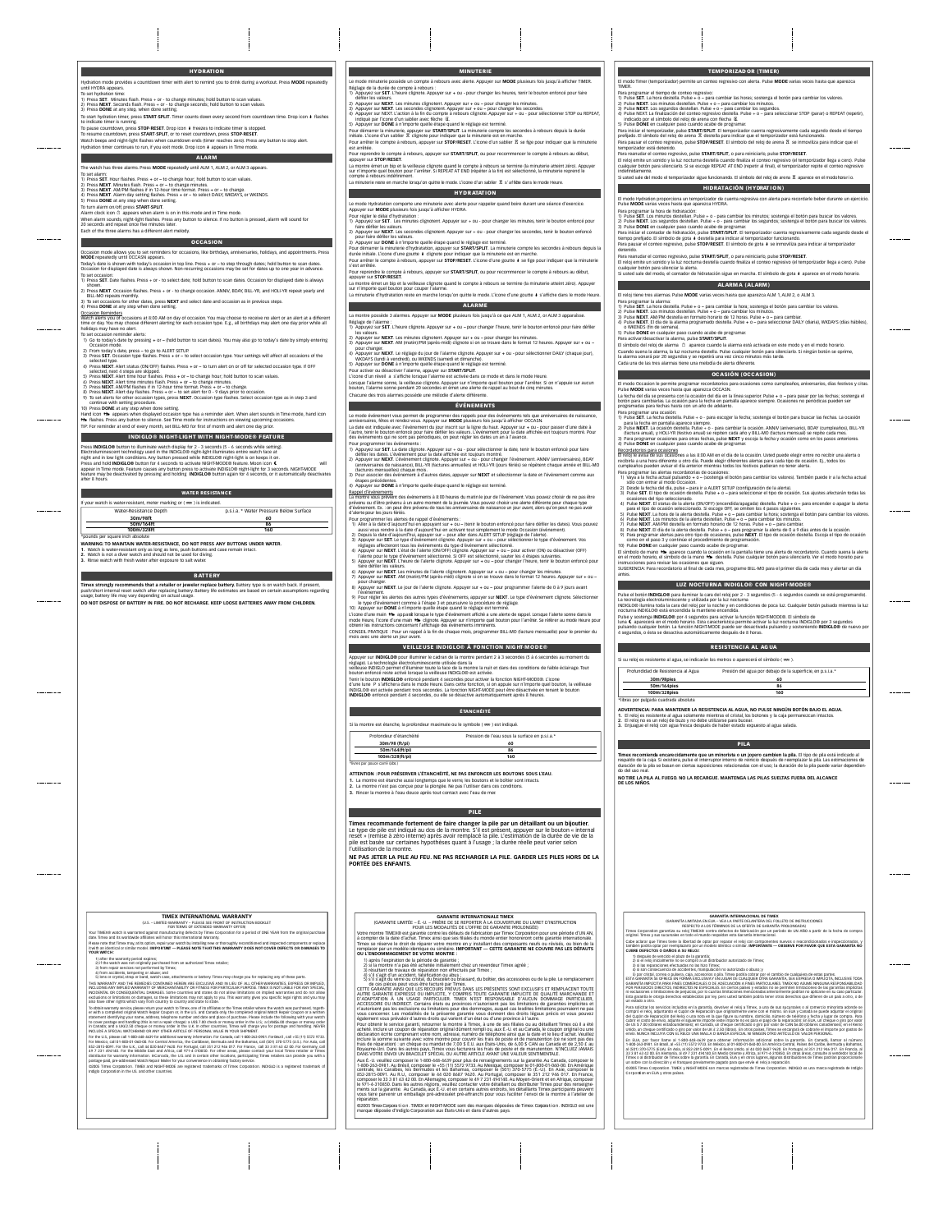## HYDRATION

Hydration mode provides a countdown timer with alert to remind you to drink during a workout. Press **MODE** repeatedly until HYDRA appears.

To set hydration time:

1) Press **SET**. Minutes flash. Press + or - to change minutes; hold button to scan values.
2) Press **NEXT**. Seconds flash. Press + or - to change seconds; hold button to scan values.
3) Press **DONE** at any step, when done setting.

To start hydration timer, press **START·SPLIT**. Timer counts down every second from countdown time. Drop icon flashes to indicate timer is running.

To pause countdown, press **STOP·RESET**. Drop icon freezes to indicate timer is stopped.

To resume countdown, press **START·SPLIT**, or to reset countdown, press **STOP·RESET**.

Watch beeps and night-light flashes when countdown ends (timer reaches zero). Press any button to stop alert.

Hydration timer continues to run, if you exit mode. Drop icon appears in Time mode.

## ALARM

The watch has three alarms. Press **MODE** repeatedly until ALM 1, ALM 2, or ALM 3 appears.

To set alarm:

1) Press **SET**. Hour flashes. Press + or – to change hour; hold button to scan values.
2) Press **NEXT**. Minutes flash. Press + or – to change minutes.
3) Press **NEXT**. AM/PM flashes if in 12-hour time format. Press + or – to change.
4) Press **NEXT**. Alarm day setting flashes. Press + or – to select DAILY, WKDAYS, or WKENDS.
5) Press **DONE** at any step when done setting.

To turn alarm on/off, press **START·SPLIT**.

Alarm clock icon appears when alarm is on in this mode and in Time mode.

When alarm sounds, night-light flashes. Press any button to silence. If no button is pressed, alarm will sound for 20 seconds and repeat once five minutes later.

Each of the three alarms has a different alert melody.

## OCCASION

Occasion mode allows you to set reminders for occasions, like birthdays, anniversaries, holidays, and appointments. Press **MODE** repeatedly until OCCASN appears.

Today's date is shown with today's occasion in top line. Press + or – to step through dates; hold button to scan dates. Occasion for displayed date is always shown. Non-recurring occasions may be set for dates up to one year in advance.

To set occasion:

1) From **SET**. Date flashes. Press + or – to select date; hold button to scan dates. Occasion for displayed date is always shown.
2) Press **NEXT**. Occasion flashes. Press + or – to change occasion. ANNIV, BDAY, BILL-YR, and HOLI-YR repeat yearly and BILL-MO repeats monthly.
3) To set occasions for other dates, press **NEXT** and select date and occasion as in previous steps.
4) Press **DONE** at any step when done setting.

Occasion Reminders

Watch alerts you of occasions at 8:00 AM on day of occasion. You may choose to receive no alert or an alert at a different time of day. You may choose different alerting for each occasion type. E.g., all birthdays may alert one day prior while all holidays may have no alert.

To set occasion reminder alerts:

1) Go to today's date by pressing + or – (hold button to scan dates). You may also go to today's date by simply entering Occasion mode.
2) From today's date, press – to go to ALERT SETUP.
3) Press **SET**. Occasion type flashes. Press + or – to select occasion type. Your settings will affect all occasions of the selected type.
4) Press **NEXT**. Alert status (ON/OFF) flashes. Press + or – to turn alert on or off for selected occasion type. If OFF selected, next 4 steps are skipped.
5) Press **NEXT**. Alert time hour flashes. Press + or – to change hour; hold button to scan values.
6) Press **NEXT**. Alert time minutes flash. Press + or – to change minutes.
7) Press **NEXT**. AM/PM flashes if in 12-hour time format. Press + or – to change.
8) Press **NEXT**. Alert day flashes. Press + or – to set alert for 0 - 9 days prior to occasion.
9) To set alerts for other occasion types, press **NEXT**. Occasion type flashes. Select occasion type as in step 3 and continue with setting procedure.
10) Press **DONE** at any step when done setting.

Hand icon appears when displayed occasion type has a reminder alert. When alert sounds in Time mode, hand icon flashes. Press any button to silence. See Time mode for instructions on viewing upcoming occasions.

TIP: For reminder at end of every month, set BILL-MO for first of month and alert one day prior.

## INDIGLO® NIGHT-LIGHT WITH NIGHT-MODE® FEATURE

Press **INDIGLO®** button to illuminate watch display for 2 - 3 seconds (5 - 6 seconds while setting).

Electroluminescent technology used in the INDIGLO® night-light illuminates entire watch face at night and in low light conditions. Any button pressed while INDIGLO® night-light is on keeps it on.

Press and hold **INDIGLO®** button for 4 seconds to activate NIGHT-MODE® feature. Moon icon will appear in Time mode. Feature causes any button press to activate INDIGLO® night-light for 3 seconds. NIGHT-MODE feature may be deactivated by pressing and holding **INDIGLO®** button again for 4 seconds, or it automatically deactivates after 8 hours.

## WATER RESISTANCE

If your watch is water-resistant, meter marking or ( ) is indicated.

| Water-Resistance Depth | p.s.i.a. * Water Pressure Below Surface |
|---|---|
| 30m/98ft | 60 |
| 50m/164ft | 86 |
| 100m/328ft | 160 |

*pounds per square inch absolute

**WARNING: TO MAINTAIN WATER-RESISTANCE, DO NOT PRESS ANY BUTTONS UNDER WATER.**

1. Watch is water-resistant only as long as lens, push buttons and case remain intact.
2. Watch is not a diver watch and should not be used for diving.
3. Rinse watch with fresh water after exposure to salt water.

## BATTERY

**Timex strongly recommends that a retailer or jeweler replace battery.** Battery type is on watch back. If present, push/short internal reset switch after replacing battery. Battery life estimates are based on certain assumptions regarding usage; battery life may vary depending on actual usage.

**DO NOT DISPOSE OF BATTERY IN FIRE. DO NOT RECHARGE. KEEP LOOSE BATTERIES AWAY FROM CHILDREN.**

## MINUTERIE

Le mode minuterie possède un compte à rebours avec alerte. Appuyer sur **MODE** plusieurs fois jusqu'à afficher TIMER.

Réglage de la durée de compte à rebours :

1) Appuyez sur **SET**. L'heure clignote. Appuyer sur + ou - pour changer les heures, tenir le bouton enfoncé pour faire défiler les valeurs.
2) Appuyer sur **NEXT**. Les minutes clignotent. Appuyer sur + ou – pour changer les minutes.
3) Appuyer sur **NEXT**. Les secondes clignotent. Appuyer sur + ou – pour changer les secondes.
4) Appuyer sur **NEXT**. L'action à la fin du compte à rebours clignote. Appuyer sur + ou – pour sélectionner STOP ou REPEAT, indiqué par l'icône d'un sablier avec flèche.
5) Appuyer sur **DONE** à n'importe quelle étape quand le réglage est terminé.

Pour démarrer la minuterie, appuyer sur **START/SPLIT**. La minuterie compte les secondes à rebours depuis la durée initiale. L'icône d'un sablier clignote pour indiquer que la minuterie est en marche.

Pour arrêter le compte à rebours, appuyer sur **STOP/RESET**. L'icône d'un sablier se fige pour indiquer que la minuterie est arrêtée.

Pour reprendre le compte à rebours, appuyer sur **START/SPLIT** ou pour recommencer le compte à rebours au début, appuyer sur **STOP/RESET**.

La montre émet un bip et la veilleuse clignote quand le compte à rebours se termine (la minuterie atteint zéro). Appuyer sur n'importe quel bouton pour l'arrêter. Si REPEAT AT END (répéter à la fin) est sélectionné, la minuterie reprend le compte à rebours indéfiniment.

La minuterie reste en marche lorsqu'on quitte le mode. L'icône d'un sablier s'affiche dans le mode Heure.

## HYDRATATION

Le mode Hydratation comporte une minuterie avec alerte pour rappeler quand boire durant une séance d'exercice. Appuyer sur **MODE** plusieurs fois jusqu'à afficher HYDRA.

Pour régler le délai d'hydratation :

1) Appuyez sur **SET**. Les minutes clignotent. Appuyer sur + ou - pour changer les minutes, tenir le bouton enfoncé pour faire défiler les valeurs.
2) Appuyer sur **NEXT**. Les secondes clignotent. Appuyer sur + ou - pour changer les secondes, tenir le bouton enfoncé pour faire défiler les valeurs.
3) Appuyer sur **DONE** à n'importe quelle étape quand le réglage est terminé.

Pour démarrer la minuterie d'hydratation, appuyer sur **START/SPLIT**. La minuterie compte les secondes à rebours depuis la durée initiale. L'icône d'une goutte clignote pour indiquer que la minuterie est en marche.

Pour arrêter le compte à rebours, appuyer sur **STOP/RESET**. L'icône d'une goutte se fige pour indiquer que la minuterie s'est arrêtée.

Pour reprendre le compte à rebours, appuyer sur **START/SPLIT** ou pour recommencer le compte à rebours au début, appuyer sur **STOP/RESET**.

La montre émet un bip et la veilleuse clignote quand le compte à rebours se termine (la minuterie atteint zéro). Appuyer sur n'importe quel bouton pour couper l'alarme.

La minuterie d'hydratation reste en marche lorsqu'on quitte le mode. L'icône d'une goutte s'affiche dans le mode Heure.

## ALARME

La montre possède 3 alarmes. Appuyer sur **MODE** plusieurs fois jusqu'à ce que ALM 1, ALM 2 ou ALM 3 apparaisse.

Réglage de l'alarme :

1) Appuyez sur **SET**. L'heure clignote. Appuyer sur + ou – pour changer l'heure, tenir le bouton enfoncé pour faire défiler les valeurs.
2) Appuyer sur **NEXT**. Les minutes clignotent. Appuyer sur + ou – pour changer les minutes.
3) Appuyer sur **NEXT**. AM (matin)/PM (après-midi) clignote si on se trouve dans le format 12 heures. Appuyer sur + ou – pour changer.
4) Appuyer sur **NEXT**. Le réglage du jour de l'alarme clignote. Appuyer sur + ou - pour sélectionner DAILY (chaque jour), WKDAYS (lundi à vendredi), ou WKENDS (samedi et dimanche).
5) Appuyer sur **DONE** à n'importe quelle étape quand le réglage est terminé.

Pour activer ou désactiver l'alarme, appuyer sur **START/SPLIT**.

L'icône d'un réveil s'affiche lorsque l'alarme est activée dans ce mode et dans le mode Heure.

Lorsque l'alarme sonne, la veilleuse clignote. Appuyer sur n'importe quel bouton pour l'arrêter. Si on n'appuie sur aucun bouton, l'alarme sonne pendant 20 secondes et émet une alerte de rappel au bout de cinq minutes.

Chacune des trois alarmes possède une mélodie d'alerte différente.

## ÉVÉNEMENTS

Le mode événement vous permet de programmer des rappels pour des événements tels que anniversaires de naissance, anniversaires, fêtes et rendez-vous. Appuyer sur **MODE** plusieurs fois jusqu'à afficher OCCASN.

La date est indiquée avec l'événement du jour inscrit sur la ligne du haut. Appuyer sur + ou - pour passer d'une date à l'autre, tenir le bouton enfoncé pour faire défiler les dates. L'événement pour la date affichée est toujours montré. Pour des événements qui ne sont pas périodiques, on peut régler les dates un an à l'avance.

Pour programmer les événements :

1) Appuyez sur **SET**. La date clignote. Appuyer sur + ou – pour sélectionner la date, tenir le bouton enfoncé pour faire défiler les dates. L'événement pour la date affichée est toujours montré.
2) Appuyer sur **NEXT**. L'événement clignote. Appuyer sur + ou – pour changer l'événement : ANNIV (anniversaire), BDAY (anniversaire de naissance), BILL-YR (factures annuelles) et HOLI-YR (jours fériés) se répètent chaque année et BILL-MO (factures mensuelles) chaque mois.
3) Pour associer des événement à d'autres dates, appuyer sur **NEXT** et sélectionner la date et l'événement comme aux étapes précédentes.
4) Appuyer sur **DONE** à n'importe quelle étape quand le réglage est terminé.

Rappel d'événements

La montre vous prévient des événements à 8:00 heures du matin le jour de l'événement. Vous pouvez choisir de ne pas être prévenu ou d'être prévenu à un autre moment de la journée. Vous pouvez choisir une alerte différente pour chaque type d'événement. Ex. : on peut être prévenu de tous les anniversaires de naissance un jour avant, alors qu'on peut ne pas avoir d'alerte pour les jours fériés.

Pour programmer les alertes de rappel d'événements :

1) Aller à la date d'aujourd'hui en appuyant sur + ou – (tenir le bouton enfoncé pour faire défiler les dates). Vous pouvez aussi vous rendre à la date d'aujourd'hui en activant tout simplement le mode Occasion (événement).
2) Depuis la date d'aujourd'hui, appuyer sur – pour aller dans ALERT SETUP (réglage de l'alerte).
3) Appuyer sur **SET**. Le type d'événement clignote. Appuyer sur + ou – pour sélectionner le type d'événement. Vos réglages affecteront tous les événements du type d'événement sélectionné.
4) Appuyer sur **NEXT**. L'état de l'alerte (ON/OFF) clignote. Appuyer sur + ou – pour activer (ON) ou désactiver (OFF) l'alerte pour le type d'événement sélectionné. Si OFF est sélectionné, sauter les 4 étapes suivantes.
5) Appuyer sur **NEXT**. L'heure de l'alerte clignote. Appuyer sur + ou – pour changer l'heure, tenir le bouton enfoncé pour faire défiler les valeurs.
6) Appuyer sur **NEXT**. Les minutes de l'alerte clignotent. Appuyer sur + ou – pour changer les minutes.
7) Appuyer sur **NEXT**. AM (matin)/PM (après-midi) clignote si on se trouve dans le format 12 heures. Appuyer sur + ou – pour changer.
8) Appuyer sur **NEXT**. Le jour de l'alerte clignote. Appuyer sur + ou – pour programmer l'alerte de 0 à 9 jours avant l'événement.
9) Pour régler les alertes des autres types d'événements, appuyer sur **NEXT**. Le type d'événement clignote. Sélectionner le type d'événement comme à l'étape 3 et poursuivre la procédure de réglage.
10) Appuyer sur **DONE** à n'importe quelle étape quand le réglage est terminé.

L'icône d'une main apparaît lorsque le type d'événement affiché a une alerte de rappel. Lorsque l'alerte sonne dans le mode Heure, l'icône d'une main clignote. Appuyer sur n'importe quel bouton pour l'arrêter. Se référer au mode Heure pour obtenir les instructions concernant l'affichage des événements imminents.

CONSEIL PRATIQUE : Pour un rappel à la fin de chaque mois, programmer BILL-MO (facture mensuelle) pour le premier du mois avec une alerte un jour avant.

## VEILLEUSE INDIGLO® À FONCTION NIGHT-MODE®

Appuyer sur **INDIGLO®** pour illuminer le cadran de la montre pendant 2 à 3 secondes (5 à 6 secondes au moment du réglage). La technologie électroluminescente utilisée dans la veilleuse INDIGLO permet d'illuminer toute la face de la montre la nuit et dans des conditions de faible éclairage. Tout bouton enfoncé reste activé lorsque la veilleuse INDIGLO® est activée.

Tenir le bouton **INDIGLO®** enfoncé pendant 4 secondes pour activer la fonction NIGHT-MODE®. L'icône d'une lune s'affichera dans le mode Heure. Dans cette fonction, si on appuie sur n'importe quel bouton, la veilleuse INDIGLO® est activée pendant trois secondes. La fonction NIGHT-MODE peut être désactivée en tenant le bouton **INDIGLO®** enfoncé pendant 4 secondes, ou elle se désactive automatiquement après 8 heures.

## ÉTANCHÉITÉ

Si la montre est étanche, la profondeur maximale ou le symbole ( ) est indiqué.

| Profondeur d'étanchéité | Pression de l'eau sous la surface en p.s.i.a.* |
|---|---|
| 30m/98 (ft/pi) | 60 |
| 50m/164(ft/pi) | 86 |
| 100m/328(ft/pi) | 160 |

*livres par pouce carré (abs.)

**ATTENTION : POUR PRÉSERVER L'ÉTANCHÉITÉ, NE PAS ENFONCER LES BOUTONS SOUS L'EAU.**

1. La montre est étanche aussi longtemps que le verre les boutons et le boîtier sont intacts.
2. La montre n'est pas conçue pour la plongée. Ne pas l'utiliser dans ces conditions.
3. Rincer la montre à l'eau douce après tout contact avec l'eau de mer.

## PILE

**Timex recommande fortement de faire changer la pile par un détaillant ou un bijoutier.** Le type de pile est indiqué au dos de la montre. S'il est présent, appuyer sur le bouton « internal reset » (remise à zéro interne) après avoir remplacé la pile. L'estimation de la durée de vie de la pile est basée sur certaines hypothèses quant à l'usage ; la durée réelle peut varier selon l'utilisation de la montre.

**NE PAS JETER LA PILE AU FEU. NE PAS RECHARGER LA PILE. GARDER LES PILES HORS DE LA PORTÉE DES ENFANTS.**

## TEMPORIZADOR (TIMER)

El modo Timer (temporizador) permite un conteo regresivo con alerta. Pulse **MODE** varias veces hasta que aparezca TIMER.

Para programar el tiempo de conteo regresivo:

1) Pulse **SET**. La hora destella. Pulse + o – para cambiar las horas; sostenga el botón para cambiar los valores.
2) Pulse **NEXT**. Los minutos destellan. Pulse + o – para cambiar los minutos.
3) Pulse **NEXT**. Los segundos destellan. Pulse + o – para cambiar los segundos.
4) Pulse **NEXT**. La finalización del conteo regresivo destella. Pulse + o – para seleccionar STOP (parar) o REPEAT (repetir), indicado por el símbolo del reloj de arena con flecha.
5) Pulse **DONE** en cualquier paso cuando acabe de programar.

Para iniciar el temporizador, pulse **START/SPLIT**. El temporizador cuenta regresivamente cada segundo desde el tiempo prefijado. El símbolo del reloj de arena destella para indicar que el temporizador está funcionando.

Para pausar el conteo regresivo, pulse **STOP/RESET**. El símbolo del reloj de arena se inmoviliza para indicar que el temporizador está detenido.

Para reanudar el conteo regresivo, pulse **START/SPLIT**, o para reiniciarlo, pulse **STOP/RESET**.

El reloj emite un sonido y la luz nocturna destella cuando finaliza el conteo regresivo (el temporizador llega a cero). Pulse cualquier botón para silenciar la alerta. Si se escoge REPEAT AT END (repetir al final), el temporizador repite el conteo regresivo indefinidamente.

Si usted sale del modo el temporizador sigue funcionando. El símbolo del reloj de arena aparece en el modo horario.

## HIDRATACIÓN (HYDRATION)

El modo Hidratación proporciona un temporizador de cuenta regresiva con alerta para recordarle beber durante un ejercicio. Pulse **MODE** varias veces hasta que aparezca HYDRA.

Para programar la hora de hidratación:

1) Pulse **SET**. Los minutos destellan. Pulse + o – para cambiar los minutos; sostenga el botón para buscar los valores.
2) Pulse **NEXT**. Los segundos destellan. Pulse + o – para cambiar los segundos; sostenga el botón para buscar los valores.
3) Pulse **DONE** en cualquier paso cuando acabe de programar.

Para iniciar el contador de hidratación, pulse **START/SPLIT**. El temporizador cuenta regresivamente cada segundo desde el tiempo prefijado. El símbolo de gota destella para indicar que el temporizador está funcionando.

Para pausar el conteo regresivo, pulse **STOP/RESET**. El símbolo de gota se inmoviliza para indicar que el temporizador está detenido.

Para reanudar el conteo regresivo, pulse **START/SPLIT**, o para reiniciarlo, pulse **STOP/RESET**.

El reloj emite un sonido y la luz nocturna destella cuando finaliza el conteo regresivo (el temporizador llega a cero). Pulse cualquier botón para silenciar la alerta.

Si usted sale del modo, el contador de hidratación sigue en marcha. El símbolo de gota aparece en el modo horario.

## ALARMA (ALARM)

El reloj tiene tres alarmas. Pulse **MODE** varias veces hasta que aparezca ALM 1, ALM 2, o ALM 3.

Para programar la alarma:

1) Pulse **SET**. La hora destella. Pulse + o – para cambiar la hora; sostenga el botón para cambiar los valores.
2) Pulse **NEXT**. Los minutos destellan. Pulse + o – para cambiar los minutos.
3) Pulse **NEXT**. AM/PM destella en formato horario de 12 horas. Pulse + o – para cambiar.
4) Pulse **NEXT**. El día de la alarma programada destella. Pulse + o – para seleccionar DAILY (diaria), WKDAYS (días hábiles), o WKENDS (fin de semana).
5) Pulse **DONE** en cualquier paso cuando acabe de programar.

Para activar/desactivar la alarma, pulse **START/SPLIT**.

El símbolo del reloj de alarma aparece cuando la alarma está activada en este modo y en el modo horario.

Cuando suena la alarma, la luz nocturna destella. Pulse cualquier botón para silenciarla. Si ningún botón se oprime, la alarma sonará por 20 segundos y se repetirá una vez cinco minutos más tarde.

Cada una de las tres alarmas tiene una melodía de alerta diferente.

## OCASIÓN (OCCASION)

El modo Occasion le permite programar recordatorios para ocasiones como cumpleaños, aniversarios, días festivos y citas. Pulse **MODE** varias veces hasta que aparezca OCCASN.

La fecha del día se presenta con la ocasión del día en la línea superior. Pulse + o – para pasar por las fechas; sostenga el botón para cambiarlas. La ocasión para la fecha en pantalla aparece siempre. Las ocasiones no periódicas pueden ser programadas para fechas hasta con un año de adelanto.

Para programar una ocasión:

1) Pulse **SET**. La fecha destella. Pulse + o – para escoger la fecha; sostenga el botón para buscar las fechas. La ocasión para la fecha en pantalla aparece siempre.
2) Pulse **NEXT**. La ocasión destella. Pulse + o – para cambiar la ocasión. ANNIV (aniversario), BDAY (cumpleaños), BILL-YR (factura anual), y HOLI-YR (festivo anual) se repiten cada año y BILL-MO (factura mensual) se repite cada mes.
3) Para programar ocasiones para otras fechas, pulse **NEXT** y escoja la fecha y ocasión como en los pasos anteriores.
4) Pulse **DONE** en cualquier paso cuando acabe de programar.

Recordatorios para ocasiones

El reloj le avisa de sus ocasiones a las 8:00 AM en el día de la ocasión. Usted puede elegir entre no recibir una alerta o recibirla a una hora diferente u otro día. Puede elegir diferentes alertas para cada tipo de ocasión. Ej., todos los cumpleaños pueden avisar el día anterior mientras todos los festivos pueden no tener alerta.

Para programar las alertas recordatorias de ocasiones:

1) Vaya a la fecha actual pulsando + o – (sostenga el botón para cambiar los valores). También puede ir a la fecha actual sólo con entrar al modo Occasion.
2) Desde la fecha del día, pulse – para ir a ALERT SETUP (configuración de la alerta).
3) Pulse **SET**. El tipo de ocasión destella. Pulse + o – para seleccionar el tipo de ocasión. Sus ajustes afectarán todas las ocasiones del tipo seleccionado.
4) Pulse **NEXT**. El status de la alerta (ON/OFF) (encendida/apagada) destella. Pulse + o – para encender o apagar la alerta para el tipo de ocasión seleccionado. Si escoge OFF, se omiten los 4 pasos siguientes.
5) Pulse **NEXT**. La hora de la alerta destella. Pulse + o – para cambiar la hora; sostenga el botón para cambiar los valores.
6) Pulse **NEXT**. Los minutos de la alerta destellan. Pulse + o – para cambiar los minutos.
7) Pulse **NEXT**. AM/PM destella en formato horario de 12 horas. Pulse + o – para cambiar.
8) Pulse **NEXT**. El día de la alerta destella. Pulse + o – para programar la alerta de 0 a 9 días antes de la ocasión.
9) Para programar alertas para otro tipo de ocasiones, pulse **NEXT**. El tipo de ocasión destella. Escoja el tipo de ocasión como en el paso 3 y continúe con el procedimiento de programación.
10) Pulse **DONE** en cualquier paso cuando acabe de programar.

El símbolo de mano aparece cuando la ocasión en la pantalla tiene una alerta de recordatorio. Cuando suena la alerta en el modo horario, el símbolo de la mano destella. Pulse cualquier botón para silenciarla. Ver el modo horario para instrucciones sobre cómo ver las próximas ocasiones.

SUGERENCIA: Para recordatorio al final de cada mes, programe BILL-MO para el primer día de cada mes y alertar un día antes.

## LUZ NOCTURNA INDIGLO® CON NIGHT-MODE®

Pulse el botón **INDIGLO®** para iluminar la cara del reloj por 2 - 3 segundos (5 - 6 segundos cuando se está programando). La tecnología electroluminiscente y utilizada por la luz nocturna INDIGLO® ilumina toda la cara del reloj por la noche y en condiciones de poca luz. Cualquier botón pulsado mientras la luz nocturna INDIGLO® está encendida la mantiene encendida.

Pulse y sostenga **INDIGLO®** por 4 segundos para activar la función NIGHT-MODE®. El símbolo de luna aparecerá en el modo horario. Esta característica permite activar la luz nocturna INDIGLO® por 3 segundos pulsando cualquier botón. La función NIGHT-MODE puede ser desactivada pulsando y sosteniendo **INDIGLO®** de nuevo por 4 segundos, o ésta se desactiva automáticamente después de 8 horas.

## RESISTENCIA AL AGUA

Si su reloj es resistente al agua, se indicarán los metros o aparecerá el símbolo ( ).

| Profundidad de Resistencia al Agua | Presión del agua por debajo de la superficie, en p.s.i.a.* |
|---|---|
| 30m/98pies | 60 |
| 50m/164pies | 86 |
| 100m/328pies | 160 |

*libras por pulgada cuadrada absoluta

**ADVERTENCIA: PARA MANTENER LA RESISTENCIA AL AGUA, NO PULSE NINGÚN BOTÓN BAJO EL AGUA.**

1. El reloj es resistente al agua solamente mientras el cristal, los botones y la caja permanezcan intactos.
2. El reloj no es un reloj de buzo y no debe utilizarse para bucear.
3. Enjuague el reloj con agua fresca después de haber estado expuesto al agua salada.

## PILA

**Timex recomienda encarecidamente que un minorista o un joyero cambien la pila.** El tipo de pila está indicado al respaldo de la caja. Si existiera, pulse el interruptor interno de reinicio después de reemplazar la pila. Las estimaciones de duración de la pila se basan en ciertas suposiciones relacionadas con el uso; la duración de la pila puede variar dependiendo del uso real.

**NO TIRE LA PILA AL FUEGO. NO LA RECARGUE. MANTENGA LAS PILAS SUELTAS FUERA DEL ALCANCE DE LOS NIÑOS.**

## TIMEX INTERNATIONAL WARRANTY

(U.S. – LIMITED WARRANTY – PLEASE SEE FRONT OF INSTRUCTION BOOKLET FOR TERMS OF EXTENDED WARRANTY OFFER)

Your TIMEX® watch is warranted against manufacturing defects by Timex Corporation for a period of ONE YEAR from the original purchase date. Timex and its worldwide affiliates will honor this International Warranty.

Please note that Timex may, at its option, repair your watch by installing new or thoroughly reconditioned and inspected components or replace it with an identical or similar model. **IMPORTANT — PLEASE NOTE THAT THIS WARRANTY DOES NOT COVER DEFECTS OR DAMAGES TO YOUR WATCH:**

1) after the warranty period expires;
2) if the watch was not originally purchased from an authorized Timex retailer;
3) from repair services not performed by Timex;
4) from accidents, tampering or abuse; and
5) lens or crystal, strap or band, watch case, attachments or battery. Timex may charge you for replacing any of these parts.

THIS WARRANTY AND THE REMEDIES CONTAINED HEREIN ARE EXCLUSIVE AND IN LIEU OF ALL OTHER WARRANTIES, EXPRESS OR IMPLIED, INCLUDING ANY IMPLIED WARRANTY OF MERCHANTABILITY OR FITNESS FOR PARTICULAR PURPOSE. TIMEX IS NOT LIABLE FOR ANY SPECIAL, INCIDENTAL OR CONSEQUENTIAL DAMAGES. Some countries and states do not allow limitations on implied warranties and do not allow exclusions or limitations on damages, so these limitations may not apply to you. This warranty gives you specific legal rights and you may also have other rights which vary from country to country and state to state.

To obtain warranty service, please return your watch to Timex, one of its affiliates or the Timex retailer where the watch was purchased, together with a completed original Watch Repair Coupon or, in the U.S. and Canada only, the completed original Watch Repair Coupon or a written statement identifying your name, address, telephone number and date and place of purchase. Please include the following with your watch to cover postage and handling (this is not a repair charge): a US$7.00 check or money order in the U.S.; a CAN$6.00 cheque or money order in Canada; and a UK£2.50 cheque or money order in the U.K. In other countries, Timex will charge you for postage and handling. NEVER INCLUDE A SPECIAL WATCHBAND OR ANY OTHER ARTICLE OF PERSONAL VALUE IN YOUR SHIPMENT.

For the U.S., please call 1-800-448-4639 for additional warranty information. For Canada, call 1-800-263-0981. For Brazil, call +55 (11) 5572 9733. For Mexico, call 01-800-01-060-00. For Central America, the Caribbean, Bermuda and the Bahamas, call (501) 370-5775 (U.S.). For Asia, call 852-2815-0091. For the U.K., call 44 020 8687 9620. For Portugal, call 351 212 946 017. For France, call 33 3 81 63 42 00. For Germany, call 49 7 231 494140. For the Middle East and Africa, call 971-4-310850. For other areas, please contact your local Timex retailer or Timex distributor for warranty information. In Canada, the U.S. and in certain other locations, participating Timex retailers can provide you with a postage-paid, pre-addressed Watch Repair Mailer for your convenience in obtaining factory service.

©2005 Timex Corporation. TIMEX and NIGHT-MODE are registered trademarks of Timex Corporation. INDIGLO is a registered trademark of Indiglo Corporation in the U.S. and other countries.

## GARANTIE INTERNATIONALE TIMEX

(GARANTIE LIMITÉE – É.-U. – PRIÈRE DE SE REPORTER À LA COUVERTURE DU LIVRET D'INSTRUCTION POUR LES MODALITÉS DE L'OFFRE DE GARANTIE PROLONGÉE)

Votre montre TIMEX® est garantie contre les défauts de fabrication par Timex Corporation pour une période d'UN AN, à compter de la date d'achat. Timex ainsi que ses filiales du monde entier honoreront cette garantie internationale.

Timex se réserve le droit de réparer votre montre en y installant des composants neufs ou révisés, ou bien de la remplacer par un modèle identique ou similaire. **IMPORTANT — CETTE GARANTIE NE COUVRE PAS LES DÉFAUTS OU L'ENDOMMAGEMENT DE VOTRE MONTRE :**

1) après l'expiration de la période de garantie ;
2) si la montre n'a pas été achetée initialement chez un revendeur Timex agréé ;
3) résultant de travaux de réparation non effectués par Timex ;
4) s'il s'agit d'un accident, falsification ou abus ; et
5) s'il s'agit du verre ou cristal, du bracelet ou brassard, du boîtier, des accessoires ou de la pile. Le remplacement de ces pièces peut vous être facturé par Timex.

CETTE GARANTIE AINSI QUE LES RECOURS PRÉVUS DANS LES PRÉSENTES SONT EXCLUSIFS ET REMPLACENT TOUTE AUTRE GARANTIE EXPRESSE OU IMPLICITE, Y COMPRIS TOUTE GARANTIE IMPLICITE DE QUALITÉ MARCHANDE ET D'ADAPTATION À UN USAGE PARTICULIER. TIMEX N'EST RESPONSABLE D'AUCUN DOMMAGE PARTICULIER, ACCESSOIRE OU INDIRECT. Certains états ou provinces n'autorisent pas les limitations de garanties implicites et n'autorisent pas les exclusions ou limitations pour des dommages, auquel cas lesdites limitations pourraient ne pas vous concerner. Les modalités de la présente garantie vous donnent des droits légaux précis et vous pouvez également vous prévaloir d'autres droits qui varient d'un état ou d'une province à l'autre.

Pour obtenir le service garanti, retourner la montre à Timex, à une de ses filiales ou au détaillant Timex où elle a été achetée. Inclure un coupon de réparation original dûment rempli ou, aux É.-U. et au Canada, le coupon original ou une déclaration écrite comprenant votre nom, adresse, numéro de téléphone ainsi que la date et le lieu d'achat. Veuillez inclure la somme suivante avec votre montre pour couvrir les frais de poste et de manutention (ce ne sont pas des frais de réparation) : un chèque ou mandat de 7,00 $ U.S. aux États-Unis, de 6,00 $ CAN au Canada et de 2,50 £ au Royaume-Uni. Dans les autres pays, Timex vous facturera les frais de poste et de manutention. N'INCLUEZ JAMAIS DANS VOTRE ENVOI UN BRACELET SPÉCIAL OU AUTRE ARTICLE AYANT UNE VALEUR SENTIMENTALE.

Aux É.-U. veuillez composer le 1-800-448-4639 pour plus de renseignements sur la garantie. Au Canada, composer le 1-800-263-0981. Au Brésil, composer le +55 (11) 5572 9733. Au Mexique, composer le 01-800-01-060-00. En Amérique centrale, les Caraïbes, les Bermudes et les Bahamas, composer le (501) 370-5775 (É.-U.). En Asie, composer le 852-2815-0091. Au R.-U., composer le 44 020 8687 9620. Au Portugal, composer le 351 212 946 017. En France, composer le 33 3 81 63 42 00. En Allemagne, composer le 49 7 231 494140. Au Moyen-Orient et en Afrique, composer le 971-4-310850. Dans les autres régions, veuillez contacter votre détaillant ou distributeur Timex pour des renseignements sur la garantie. Au Canada, aux É.-U. et dans certains autres pays, les détaillants Timex participants peuvent vous faire parvenir une enveloppe pré-adressée et pré-affranchie pour vous faciliter l'envoi de la montre à l'atelier de réparation.

©2005 Timex Corporation. TIMEX et NIGHT-MODE sont des marques déposées de Timex Corporation. INDIGLO est une marque déposée d'Indiglo Corporation aux États-Unis et dans d'autres pays.

## GARANTÍA INTERNACIONAL DE TIMEX

(GARANTÍA LIMITADA EN EUA – VEA LA PARTE DELANTERA DEL FOLLETO DE INSTRUCCIONES RESPECTO A LOS TÉRMINOS DE LA OFERTA DE GARANTÍA PROLONGADA)

Timex Corporation garantiza su reloj TIMEX® contra defectos de fabricación por un período de UN AÑO a partir de la fecha de compra original. Timex y sus sucursales en todo el mundo respetarán esta Garantía Internacional.

Cabe aclarar que Timex tiene la libertad de optar por reparar el reloj con componentes nuevos o reacondicionados e inspeccionados, y también podrá optar por reemplazarlo por un modelo idéntico o similar. **IMPORTANTE — OBSERVE POR FAVOR QUE ESTA GARANTÍA NO CUBRE DEFECTOS O DAÑOS A SU RELOJ:**

1) después de vencido el plazo de la garantía;
2) si el reloj inicialmente no se compró a un distribuidor autorizado de Timex;
3) si las reparaciones efectuadas no las hizo Timex;
4) si son consecuencia de accidentes, manipulación no autorizada o abuso; y
5) por cristal, correa o pulsera, caja, accesorios o pila. Timex podrá cobrar por el cambio de cualquiera de estas partes.

ESTA GARANTÍA SE OFRECE EN FORMA EXCLUSIVA Y EN LUGAR DE CUALQUIER OTRA GARANTÍA, SEA EXPRESA O IMPLÍCITA, INCLUSIVE TODA GARANTÍA IMPLÍCITA PARA FINES COMERCIALES O DE ADECUACIÓN A FINES PARTICULARES. TIMEX NO ASUME NINGUNA RESPONSABILIDAD POR PERJUICIOS DIRECTOS, INDIRECTOS NI ESPECIALES. En ciertos países y estados no se permiten limitaciones de las garantías implícitas ni exclusiones o limitaciones de perjuicios, por lo cual las limitaciones mencionadas anteriormente podrían no aplicarse en su caso particular. Esta garantía le otorga derechos legales específicos, y es posible que usted tenga otros derechos que difieren de un país a otro, o de un estado a otro.

Para solicitar los servicios incluidos en la garantía, devolver el reloj a Timex, a una de sus sucursales o al comercio minorista adonde se compró el reloj, adjuntando el Cupón de Reparación que originalmente viene con el mismo. En EUA y Canadá se puede adjuntar el original del Cupón de Reparación del Reloj o una nota en la que figure su nombre, domicilio, número de teléfono y fecha y lugar de compra. Para cubrir el costo de envío, adjuntar el siguiente importe (esto no es un pago por la reparación): en EUA, un cheque o giro postal por valor de US $ 7,00 (dólares estadounidenses); en Canadá, un cheque certificado o giro por valor de CAN $ 6,00 (dólares canadienses); en el Reino Unido, un cheque certificado o giro por valor de UK £ 2,50 (libras esterlinas). En otros países, Timex se encargará de cobrarle el importe por gastos de envío. NUNCA INCLUYA CON EL RELOJ UNA MALLA O BANDA ESPECIAL NI NINGÚN OTRO ARTÍCULO DE VALOR PERSONAL.

En EUA, por favor llame al 1-800-448-4639 para obtener información adicional sobre la garantía. En Canadá, llame al número 1-800-263-0981. En Brasil, al +55 (11) 5572 9733. En México, al 01-800-01-060-00. En América Central, Países del Caribe, Bermudas y Bahamas, al (501) 370-5775 (EUA). En Asia, al 852-2815-0091. En el Reino Unido, al 44 020 8687 9620. En Portugal, al 351 212 946 017. En Francia, al 33 3 81 63 42 00. En Alemania, al 49 7 231 494140. En Medio Oriente y África, al 971-4-310850. En otras áreas, consulte al minorista local de Timex o al distribuidor de Timex sobre la garantía. En Canadá, EUA y en otros lugares, algunos distribuidores de Timex podrán proporcionarle un sobre con la dirección y el franqueo previamente pagado para que envíe el reloj a reparación.

©2005 Timex Corporation. TIMEX y NIGHT-MODE son marcas registradas de Timex Corporation. INDIGLO es una marca registrada de Indiglo Corporation en EUA y otros países.